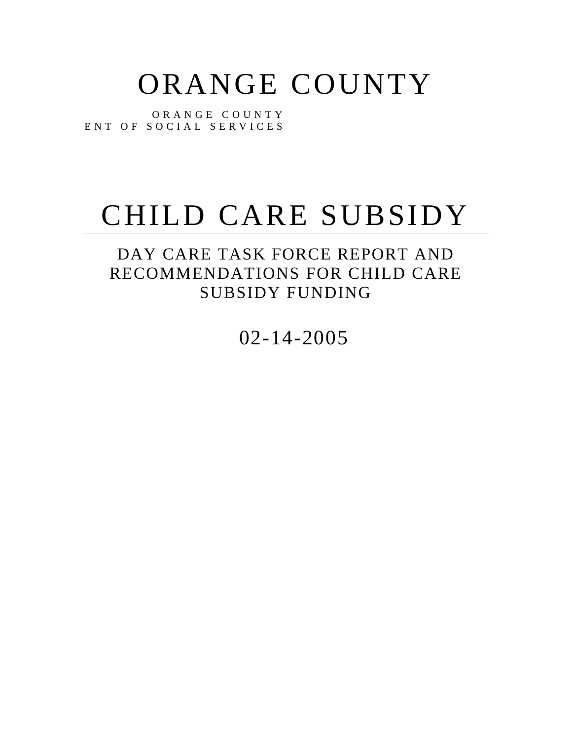# ORANGE COUNTY

ORANGE COUNTY
ENT OF SOCIAL SERVICES

# CHILD CARE SUBSIDY

## DAY CARE TASK FORCE REPORT AND RECOMMENDATIONS FOR CHILD CARE SUBSIDY FUNDING

02-14-2005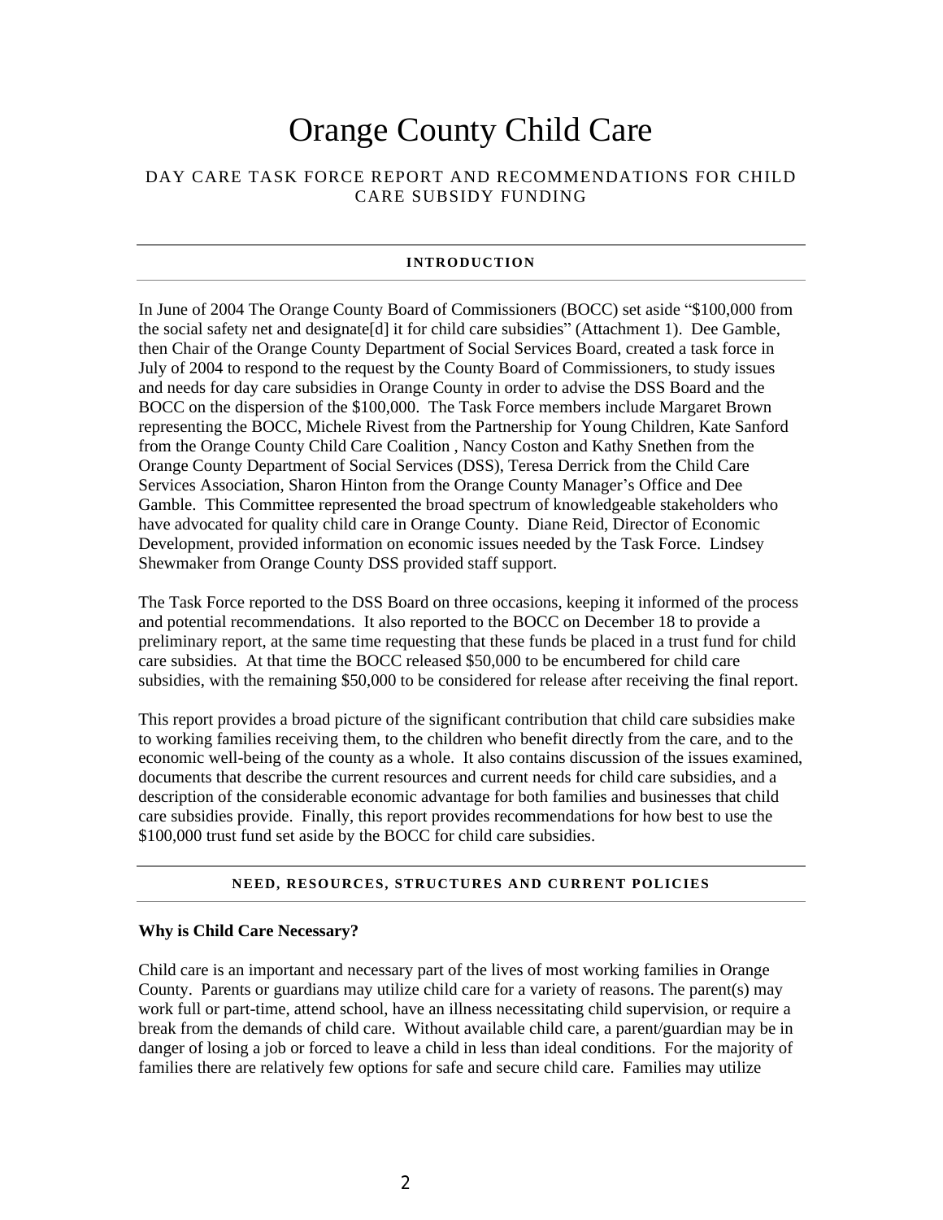# Orange County Child Care

DAY CARE TASK FORCE REPORT AND RECOMMENDATIONS FOR CHILD CARE SUBSIDY FUNDING

## INTRODUCTION

In June of 2004 The Orange County Board of Commissioners (BOCC) set aside "$100,000 from the social safety net and designate[d] it for child care subsidies" (Attachment 1). Dee Gamble, then Chair of the Orange County Department of Social Services Board, created a task force in July of 2004 to respond to the request by the County Board of Commissioners, to study issues and needs for day care subsidies in Orange County in order to advise the DSS Board and the BOCC on the dispersion of the $100,000. The Task Force members include Margaret Brown representing the BOCC, Michele Rivest from the Partnership for Young Children, Kate Sanford from the Orange County Child Care Coalition , Nancy Coston and Kathy Snethen from the Orange County Department of Social Services (DSS), Teresa Derrick from the Child Care Services Association, Sharon Hinton from the Orange County Manager's Office and Dee Gamble. This Committee represented the broad spectrum of knowledgeable stakeholders who have advocated for quality child care in Orange County. Diane Reid, Director of Economic Development, provided information on economic issues needed by the Task Force. Lindsey Shewmaker from Orange County DSS provided staff support.

The Task Force reported to the DSS Board on three occasions, keeping it informed of the process and potential recommendations. It also reported to the BOCC on December 18 to provide a preliminary report, at the same time requesting that these funds be placed in a trust fund for child care subsidies. At that time the BOCC released $50,000 to be encumbered for child care subsidies, with the remaining $50,000 to be considered for release after receiving the final report.

This report provides a broad picture of the significant contribution that child care subsidies make to working families receiving them, to the children who benefit directly from the care, and to the economic well-being of the county as a whole. It also contains discussion of the issues examined, documents that describe the current resources and current needs for child care subsidies, and a description of the considerable economic advantage for both families and businesses that child care subsidies provide. Finally, this report provides recommendations for how best to use the $100,000 trust fund set aside by the BOCC for child care subsidies.

## NEED, RESOURCES, STRUCTURES AND CURRENT POLICIES

### Why is Child Care Necessary?

Child care is an important and necessary part of the lives of most working families in Orange County. Parents or guardians may utilize child care for a variety of reasons. The parent(s) may work full or part-time, attend school, have an illness necessitating child supervision, or require a break from the demands of child care. Without available child care, a parent/guardian may be in danger of losing a job or forced to leave a child in less than ideal conditions. For the majority of families there are relatively few options for safe and secure child care. Families may utilize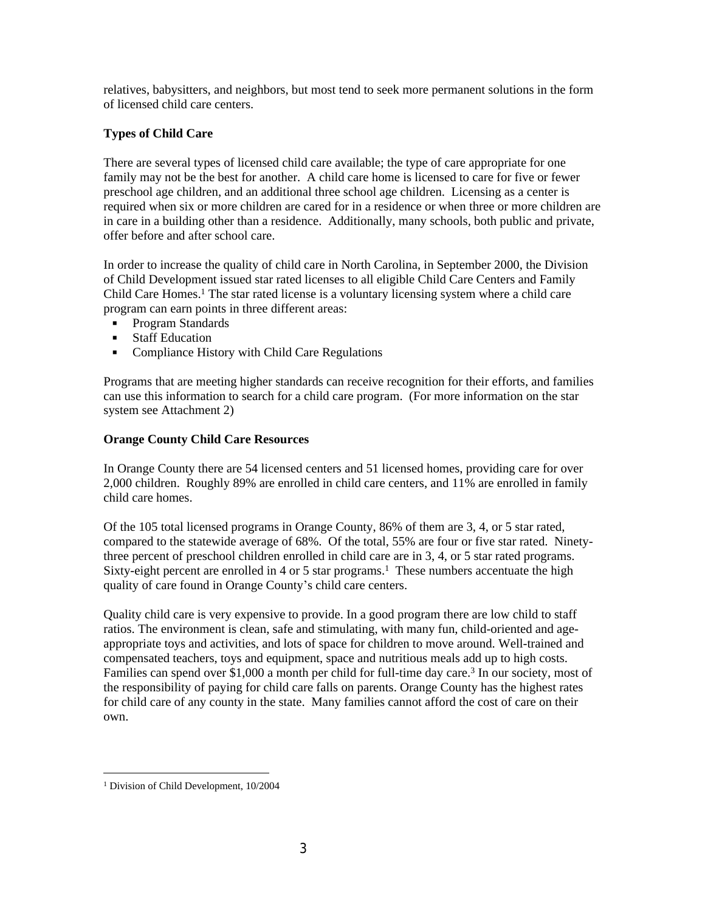relatives, babysitters, and neighbors, but most tend to seek more permanent solutions in the form of licensed child care centers.

**Types of Child Care**

There are several types of licensed child care available; the type of care appropriate for one family may not be the best for another. A child care home is licensed to care for five or fewer preschool age children, and an additional three school age children. Licensing as a center is required when six or more children are cared for in a residence or when three or more children are in care in a building other than a residence. Additionally, many schools, both public and private, offer before and after school care.

In order to increase the quality of child care in North Carolina, in September 2000, the Division of Child Development issued star rated licenses to all eligible Child Care Centers and Family Child Care Homes.[1] The star rated license is a voluntary licensing system where a child care program can earn points in three different areas:

- Program Standards
- Staff Education
- Compliance History with Child Care Regulations

Programs that are meeting higher standards can receive recognition for their efforts, and families can use this information to search for a child care program. (For more information on the star system see Attachment 2)

**Orange County Child Care Resources**

In Orange County there are 54 licensed centers and 51 licensed homes, providing care for over 2,000 children. Roughly 89% are enrolled in child care centers, and 11% are enrolled in family child care homes.

Of the 105 total licensed programs in Orange County, 86% of them are 3, 4, or 5 star rated, compared to the statewide average of 68%. Of the total, 55% are four or five star rated. Ninety-three percent of preschool children enrolled in child care are in 3, 4, or 5 star rated programs. Sixty-eight percent are enrolled in 4 or 5 star programs.[1] These numbers accentuate the high quality of care found in Orange County's child care centers.

Quality child care is very expensive to provide. In a good program there are low child to staff ratios. The environment is clean, safe and stimulating, with many fun, child-oriented and age-appropriate toys and activities, and lots of space for children to move around. Well-trained and compensated teachers, toys and equipment, space and nutritious meals add up to high costs. Families can spend over $1,000 a month per child for full-time day care.[3] In our society, most of the responsibility of paying for child care falls on parents. Orange County has the highest rates for child care of any county in the state. Many families cannot afford the cost of care on their own.

---

[1] Division of Child Development, 10/2004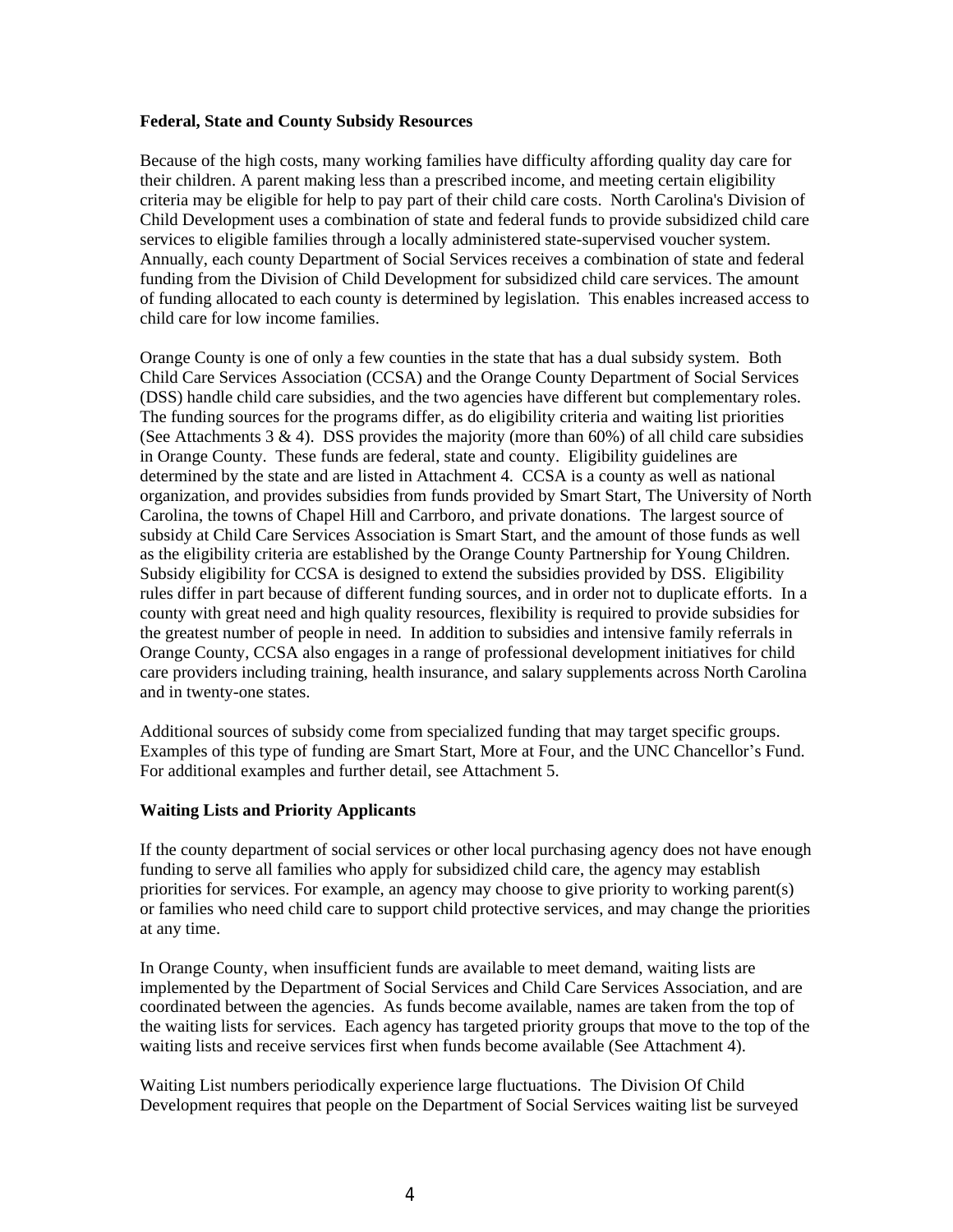**Federal, State and County Subsidy Resources**

Because of the high costs, many working families have difficulty affording quality day care for their children. A parent making less than a prescribed income, and meeting certain eligibility criteria may be eligible for help to pay part of their child care costs. North Carolina's Division of Child Development uses a combination of state and federal funds to provide subsidized child care services to eligible families through a locally administered state-supervised voucher system. Annually, each county Department of Social Services receives a combination of state and federal funding from the Division of Child Development for subsidized child care services. The amount of funding allocated to each county is determined by legislation. This enables increased access to child care for low income families.

Orange County is one of only a few counties in the state that has a dual subsidy system. Both Child Care Services Association (CCSA) and the Orange County Department of Social Services (DSS) handle child care subsidies, and the two agencies have different but complementary roles. The funding sources for the programs differ, as do eligibility criteria and waiting list priorities (See Attachments 3 & 4). DSS provides the majority (more than 60%) of all child care subsidies in Orange County. These funds are federal, state and county. Eligibility guidelines are determined by the state and are listed in Attachment 4. CCSA is a county as well as national organization, and provides subsidies from funds provided by Smart Start, The University of North Carolina, the towns of Chapel Hill and Carrboro, and private donations. The largest source of subsidy at Child Care Services Association is Smart Start, and the amount of those funds as well as the eligibility criteria are established by the Orange County Partnership for Young Children. Subsidy eligibility for CCSA is designed to extend the subsidies provided by DSS. Eligibility rules differ in part because of different funding sources, and in order not to duplicate efforts. In a county with great need and high quality resources, flexibility is required to provide subsidies for the greatest number of people in need. In addition to subsidies and intensive family referrals in Orange County, CCSA also engages in a range of professional development initiatives for child care providers including training, health insurance, and salary supplements across North Carolina and in twenty-one states.

Additional sources of subsidy come from specialized funding that may target specific groups. Examples of this type of funding are Smart Start, More at Four, and the UNC Chancellor's Fund. For additional examples and further detail, see Attachment 5.

**Waiting Lists and Priority Applicants**

If the county department of social services or other local purchasing agency does not have enough funding to serve all families who apply for subsidized child care, the agency may establish priorities for services. For example, an agency may choose to give priority to working parent(s) or families who need child care to support child protective services, and may change the priorities at any time.

In Orange County, when insufficient funds are available to meet demand, waiting lists are implemented by the Department of Social Services and Child Care Services Association, and are coordinated between the agencies. As funds become available, names are taken from the top of the waiting lists for services. Each agency has targeted priority groups that move to the top of the waiting lists and receive services first when funds become available (See Attachment 4).

Waiting List numbers periodically experience large fluctuations. The Division Of Child Development requires that people on the Department of Social Services waiting list be surveyed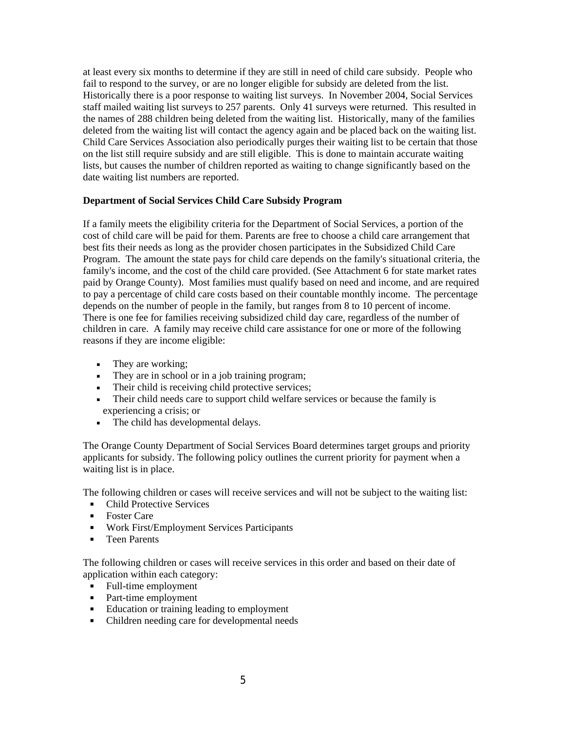at least every six months to determine if they are still in need of child care subsidy. People who fail to respond to the survey, or are no longer eligible for subsidy are deleted from the list. Historically there is a poor response to waiting list surveys. In November 2004, Social Services staff mailed waiting list surveys to 257 parents. Only 41 surveys were returned. This resulted in the names of 288 children being deleted from the waiting list. Historically, many of the families deleted from the waiting list will contact the agency again and be placed back on the waiting list. Child Care Services Association also periodically purges their waiting list to be certain that those on the list still require subsidy and are still eligible. This is done to maintain accurate waiting lists, but causes the number of children reported as waiting to change significantly based on the date waiting list numbers are reported.

**Department of Social Services Child Care Subsidy Program**

If a family meets the eligibility criteria for the Department of Social Services, a portion of the cost of child care will be paid for them. Parents are free to choose a child care arrangement that best fits their needs as long as the provider chosen participates in the Subsidized Child Care Program. The amount the state pays for child care depends on the family's situational criteria, the family's income, and the cost of the child care provided. (See Attachment 6 for state market rates paid by Orange County). Most families must qualify based on need and income, and are required to pay a percentage of child care costs based on their countable monthly income. The percentage depends on the number of people in the family, but ranges from 8 to 10 percent of income. There is one fee for families receiving subsidized child day care, regardless of the number of children in care. A family may receive child care assistance for one or more of the following reasons if they are income eligible:

- They are working;
- They are in school or in a job training program;
- Their child is receiving child protective services;
- Their child needs care to support child welfare services or because the family is experiencing a crisis; or
- The child has developmental delays.

The Orange County Department of Social Services Board determines target groups and priority applicants for subsidy. The following policy outlines the current priority for payment when a waiting list is in place.

The following children or cases will receive services and will not be subject to the waiting list:

- Child Protective Services
- Foster Care
- Work First/Employment Services Participants
- Teen Parents

The following children or cases will receive services in this order and based on their date of application within each category:

- Full-time employment
- Part-time employment
- Education or training leading to employment
- Children needing care for developmental needs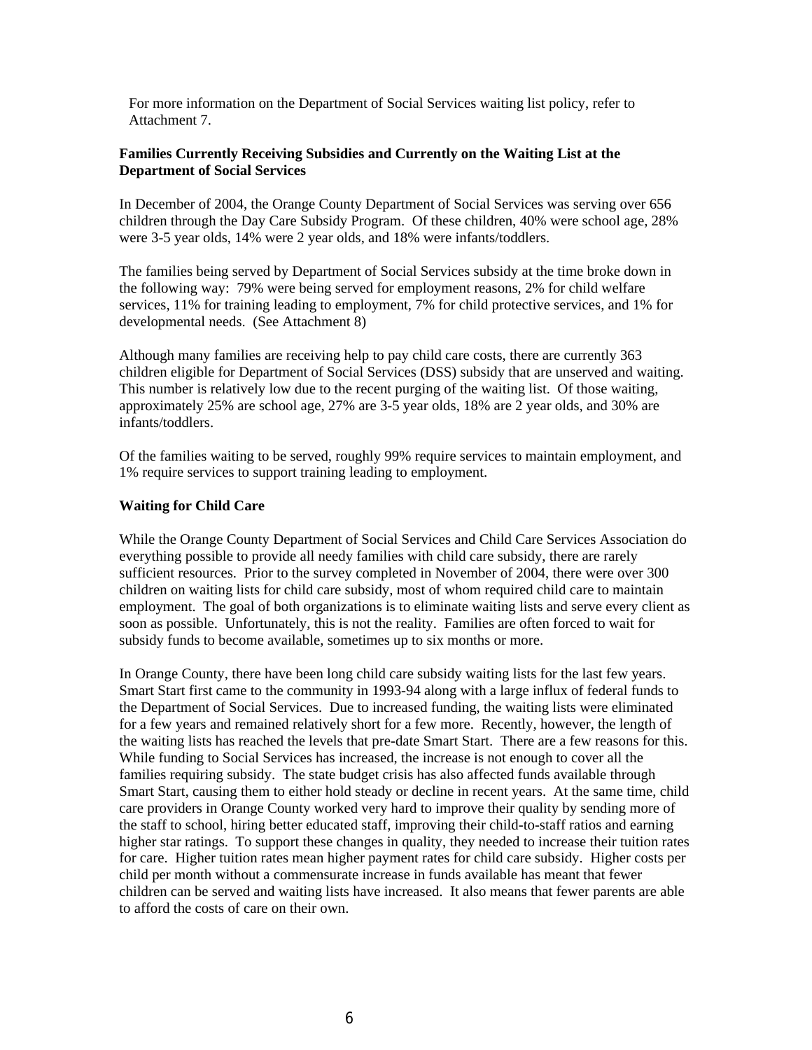For more information on the Department of Social Services waiting list policy, refer to Attachment 7.

**Families Currently Receiving Subsidies and Currently on the Waiting List at the Department of Social Services**

In December of 2004, the Orange County Department of Social Services was serving over 656 children through the Day Care Subsidy Program. Of these children, 40% were school age, 28% were 3-5 year olds, 14% were 2 year olds, and 18% were infants/toddlers.

The families being served by Department of Social Services subsidy at the time broke down in the following way: 79% were being served for employment reasons, 2% for child welfare services, 11% for training leading to employment, 7% for child protective services, and 1% for developmental needs. (See Attachment 8)

Although many families are receiving help to pay child care costs, there are currently 363 children eligible for Department of Social Services (DSS) subsidy that are unserved and waiting. This number is relatively low due to the recent purging of the waiting list. Of those waiting, approximately 25% are school age, 27% are 3-5 year olds, 18% are 2 year olds, and 30% are infants/toddlers.

Of the families waiting to be served, roughly 99% require services to maintain employment, and 1% require services to support training leading to employment.

**Waiting for Child Care**

While the Orange County Department of Social Services and Child Care Services Association do everything possible to provide all needy families with child care subsidy, there are rarely sufficient resources. Prior to the survey completed in November of 2004, there were over 300 children on waiting lists for child care subsidy, most of whom required child care to maintain employment. The goal of both organizations is to eliminate waiting lists and serve every client as soon as possible. Unfortunately, this is not the reality. Families are often forced to wait for subsidy funds to become available, sometimes up to six months or more.

In Orange County, there have been long child care subsidy waiting lists for the last few years. Smart Start first came to the community in 1993-94 along with a large influx of federal funds to the Department of Social Services. Due to increased funding, the waiting lists were eliminated for a few years and remained relatively short for a few more. Recently, however, the length of the waiting lists has reached the levels that pre-date Smart Start. There are a few reasons for this. While funding to Social Services has increased, the increase is not enough to cover all the families requiring subsidy. The state budget crisis has also affected funds available through Smart Start, causing them to either hold steady or decline in recent years. At the same time, child care providers in Orange County worked very hard to improve their quality by sending more of the staff to school, hiring better educated staff, improving their child-to-staff ratios and earning higher star ratings. To support these changes in quality, they needed to increase their tuition rates for care. Higher tuition rates mean higher payment rates for child care subsidy. Higher costs per child per month without a commensurate increase in funds available has meant that fewer children can be served and waiting lists have increased. It also means that fewer parents are able to afford the costs of care on their own.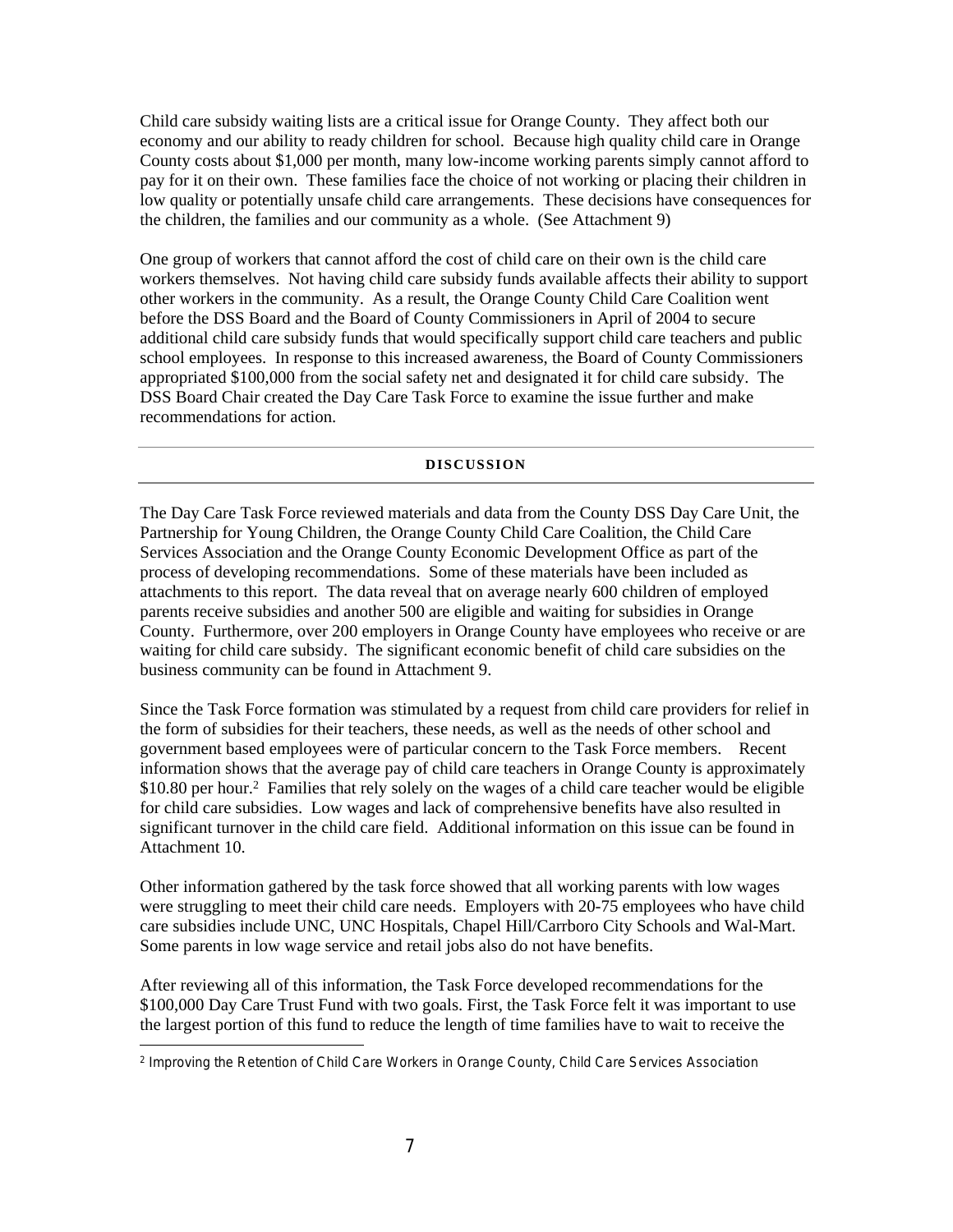Child care subsidy waiting lists are a critical issue for Orange County. They affect both our economy and our ability to ready children for school. Because high quality child care in Orange County costs about $1,000 per month, many low-income working parents simply cannot afford to pay for it on their own. These families face the choice of not working or placing their children in low quality or potentially unsafe child care arrangements. These decisions have consequences for the children, the families and our community as a whole. (See Attachment 9)

One group of workers that cannot afford the cost of child care on their own is the child care workers themselves. Not having child care subsidy funds available affects their ability to support other workers in the community. As a result, the Orange County Child Care Coalition went before the DSS Board and the Board of County Commissioners in April of 2004 to secure additional child care subsidy funds that would specifically support child care teachers and public school employees. In response to this increased awareness, the Board of County Commissioners appropriated $100,000 from the social safety net and designated it for child care subsidy. The DSS Board Chair created the Day Care Task Force to examine the issue further and make recommendations for action.

## DISCUSSION

The Day Care Task Force reviewed materials and data from the County DSS Day Care Unit, the Partnership for Young Children, the Orange County Child Care Coalition, the Child Care Services Association and the Orange County Economic Development Office as part of the process of developing recommendations. Some of these materials have been included as attachments to this report. The data reveal that on average nearly 600 children of employed parents receive subsidies and another 500 are eligible and waiting for subsidies in Orange County. Furthermore, over 200 employers in Orange County have employees who receive or are waiting for child care subsidy. The significant economic benefit of child care subsidies on the business community can be found in Attachment 9.

Since the Task Force formation was stimulated by a request from child care providers for relief in the form of subsidies for their teachers, these needs, as well as the needs of other school and government based employees were of particular concern to the Task Force members. Recent information shows that the average pay of child care teachers in Orange County is approximately $10.80 per hour.[2] Families that rely solely on the wages of a child care teacher would be eligible for child care subsidies. Low wages and lack of comprehensive benefits have also resulted in significant turnover in the child care field. Additional information on this issue can be found in Attachment 10.

Other information gathered by the task force showed that all working parents with low wages were struggling to meet their child care needs. Employers with 20-75 employees who have child care subsidies include UNC, UNC Hospitals, Chapel Hill/Carrboro City Schools and Wal-Mart. Some parents in low wage service and retail jobs also do not have benefits.

After reviewing all of this information, the Task Force developed recommendations for the $100,000 Day Care Trust Fund with two goals. First, the Task Force felt it was important to use the largest portion of this fund to reduce the length of time families have to wait to receive the

---

[2] Improving the Retention of Child Care Workers in Orange County, Child Care Services Association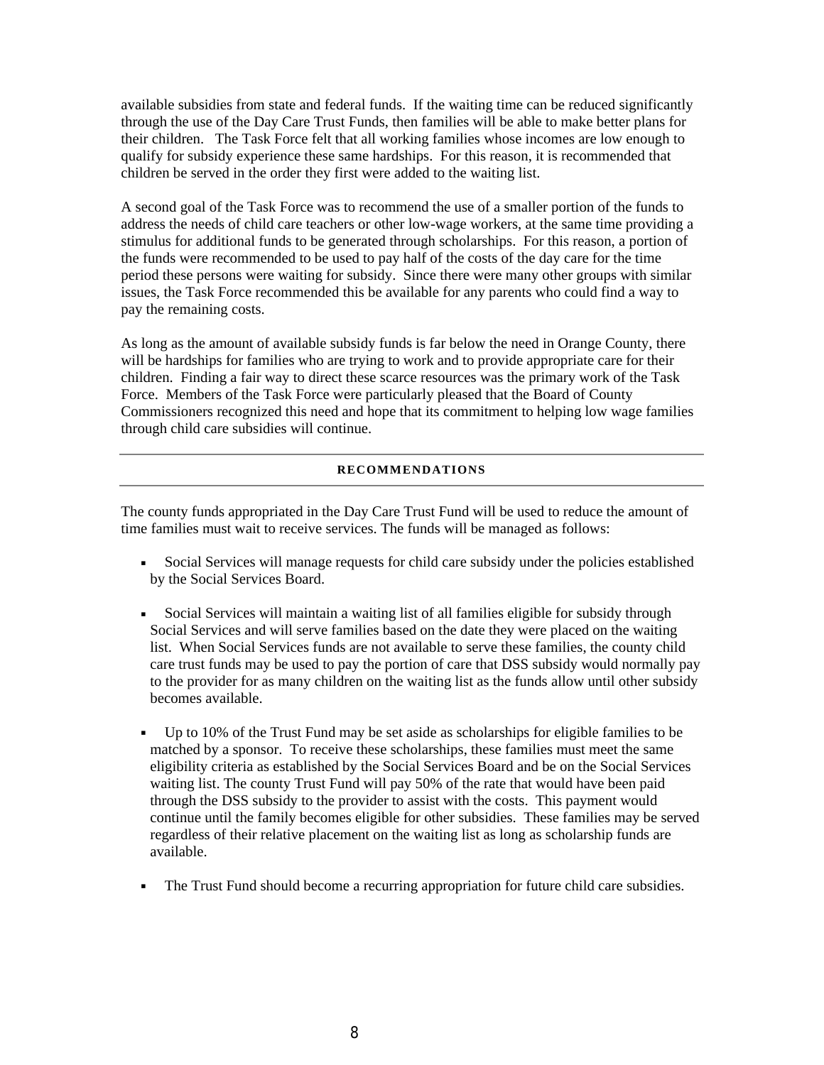available subsidies from state and federal funds. If the waiting time can be reduced significantly through the use of the Day Care Trust Funds, then families will be able to make better plans for their children. The Task Force felt that all working families whose incomes are low enough to qualify for subsidy experience these same hardships. For this reason, it is recommended that children be served in the order they first were added to the waiting list.

A second goal of the Task Force was to recommend the use of a smaller portion of the funds to address the needs of child care teachers or other low-wage workers, at the same time providing a stimulus for additional funds to be generated through scholarships. For this reason, a portion of the funds were recommended to be used to pay half of the costs of the day care for the time period these persons were waiting for subsidy. Since there were many other groups with similar issues, the Task Force recommended this be available for any parents who could find a way to pay the remaining costs.

As long as the amount of available subsidy funds is far below the need in Orange County, there will be hardships for families who are trying to work and to provide appropriate care for their children. Finding a fair way to direct these scarce resources was the primary work of the Task Force. Members of the Task Force were particularly pleased that the Board of County Commissioners recognized this need and hope that its commitment to helping low wage families through child care subsidies will continue.

---

## RECOMMENDATIONS

---

The county funds appropriated in the Day Care Trust Fund will be used to reduce the amount of time families must wait to receive services. The funds will be managed as follows:

- Social Services will manage requests for child care subsidy under the policies established by the Social Services Board.

- Social Services will maintain a waiting list of all families eligible for subsidy through Social Services and will serve families based on the date they were placed on the waiting list. When Social Services funds are not available to serve these families, the county child care trust funds may be used to pay the portion of care that DSS subsidy would normally pay to the provider for as many children on the waiting list as the funds allow until other subsidy becomes available.

- Up to 10% of the Trust Fund may be set aside as scholarships for eligible families to be matched by a sponsor. To receive these scholarships, these families must meet the same eligibility criteria as established by the Social Services Board and be on the Social Services waiting list. The county Trust Fund will pay 50% of the rate that would have been paid through the DSS subsidy to the provider to assist with the costs. This payment would continue until the family becomes eligible for other subsidies. These families may be served regardless of their relative placement on the waiting list as long as scholarship funds are available.

- The Trust Fund should become a recurring appropriation for future child care subsidies.